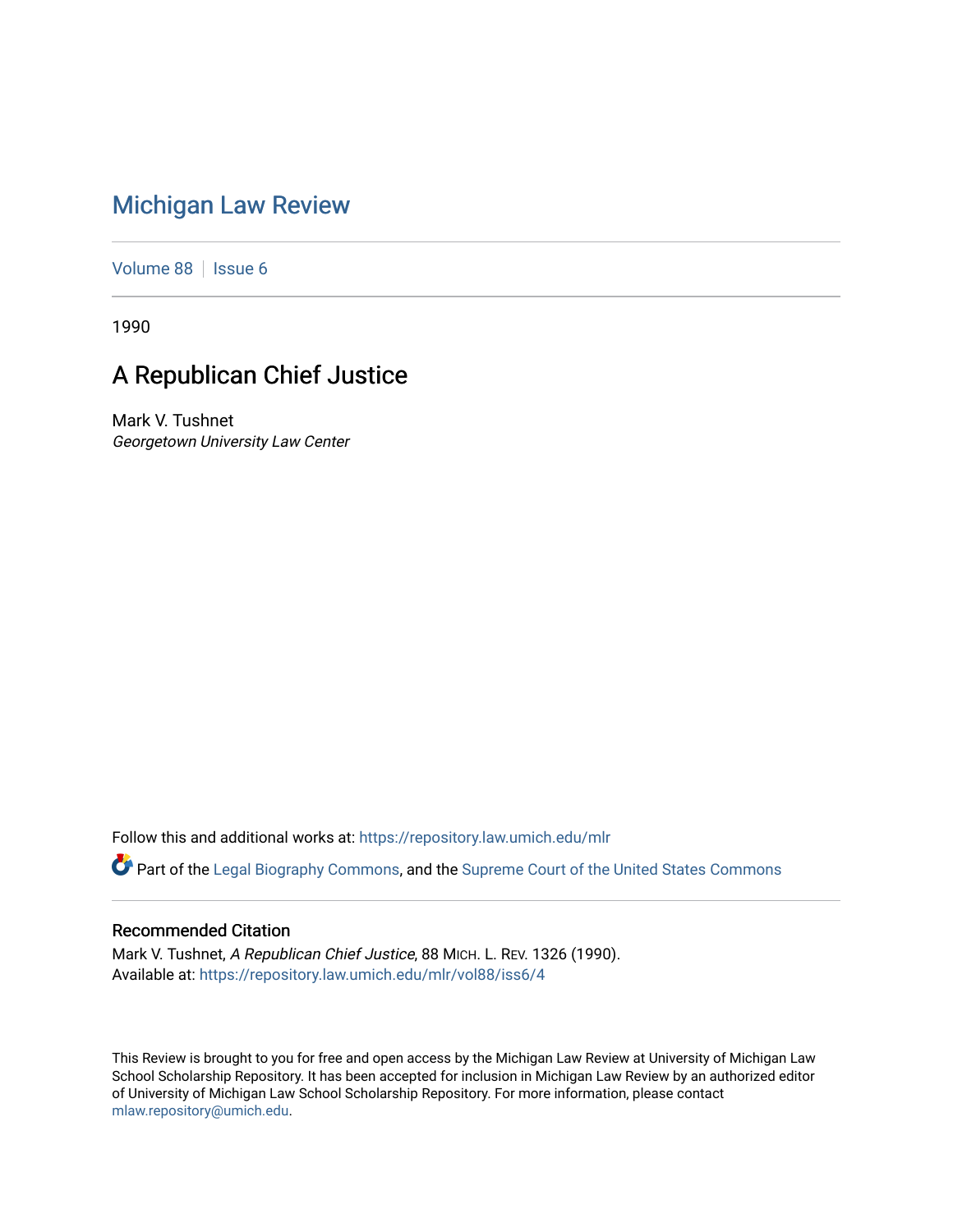# Michigan Law Review

Volume 88 | Issue 6

1990

## A Republican Chief Justice

Mark V. Tushnet
*Georgetown University Law Center*

Follow this and additional works at: https://repository.law.umich.edu/mlr

Part of the Legal Biography Commons, and the Supreme Court of the United States Commons

### Recommended Citation

Mark V. Tushnet, *A Republican Chief Justice*, 88 MICH. L. REV. 1326 (1990).
Available at: https://repository.law.umich.edu/mlr/vol88/iss6/4

This Review is brought to you for free and open access by the Michigan Law Review at University of Michigan Law School Scholarship Repository. It has been accepted for inclusion in Michigan Law Review by an authorized editor of University of Michigan Law School Scholarship Repository. For more information, please contact mlaw.repository@umich.edu.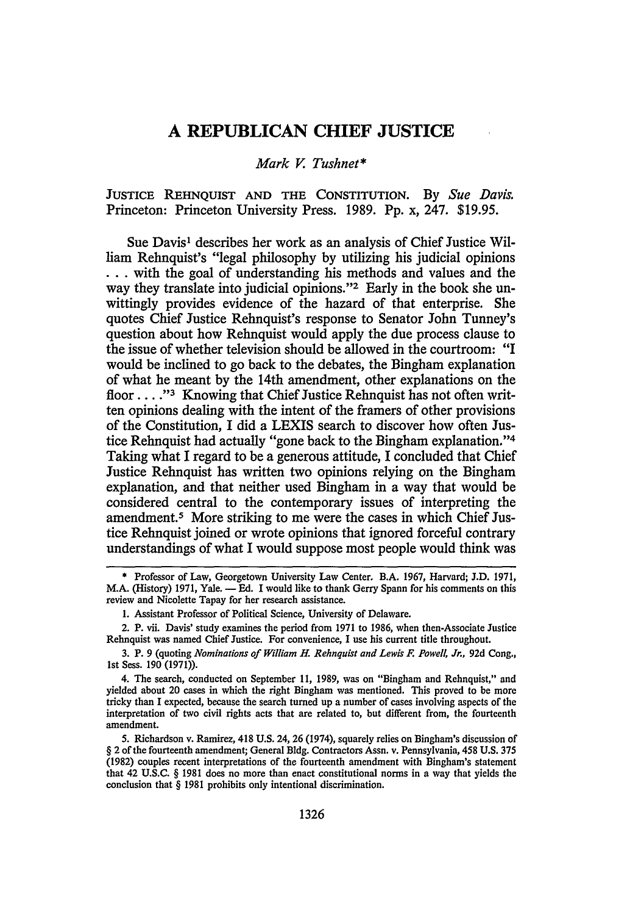# A REPUBLICAN CHIEF JUSTICE

*Mark V. Tushnet**

JUSTICE REHNQUIST AND THE CONSTITUTION. By *Sue Davis.* Princeton: Princeton University Press. 1989. Pp. x, 247. $19.95.

Sue Davis[1] describes her work as an analysis of Chief Justice William Rehnquist's "legal philosophy by utilizing his judicial opinions . . . with the goal of understanding his methods and values and the way they translate into judicial opinions."[2] Early in the book she unwittingly provides evidence of the hazard of that enterprise. She quotes Chief Justice Rehnquist's response to Senator John Tunney's question about how Rehnquist would apply the due process clause to the issue of whether television should be allowed in the courtroom: "I would be inclined to go back to the debates, the Bingham explanation of what he meant by the 14th amendment, other explanations on the floor . . . ."[3] Knowing that Chief Justice Rehnquist has not often written opinions dealing with the intent of the framers of other provisions of the Constitution, I did a LEXIS search to discover how often Justice Rehnquist had actually "gone back to the Bingham explanation."[4] Taking what I regard to be a generous attitude, I concluded that Chief Justice Rehnquist has written two opinions relying on the Bingham explanation, and that neither used Bingham in a way that would be considered central to the contemporary issues of interpreting the amendment.[5] More striking to me were the cases in which Chief Justice Rehnquist joined or wrote opinions that ignored forceful contrary understandings of what I would suppose most people would think was

---

\* Professor of Law, Georgetown University Law Center. B.A. 1967, Harvard; J.D. 1971, M.A. (History) 1971, Yale. — Ed. I would like to thank Gerry Spann for his comments on this review and Nicolette Tapay for her research assistance.

1. Assistant Professor of Political Science, University of Delaware.

2. P. vii. Davis' study examines the period from 1971 to 1986, when then-Associate Justice Rehnquist was named Chief Justice. For convenience, I use his current title throughout.

3. P. 9 (quoting *Nominations of William H. Rehnquist and Lewis F. Powell, Jr.*, 92d Cong., 1st Sess. 190 (1971)).

4. The search, conducted on September 11, 1989, was on "Bingham and Rehnquist," and yielded about 20 cases in which the right Bingham was mentioned. This proved to be more tricky than I expected, because the search turned up a number of cases involving aspects of the interpretation of two civil rights acts that are related to, but different from, the fourteenth amendment.

5. Richardson v. Ramirez, 418 U.S. 24, 26 (1974), squarely relies on Bingham's discussion of § 2 of the fourteenth amendment; General Bldg. Contractors Assn. v. Pennsylvania, 458 U.S. 375 (1982) couples recent interpretations of the fourteenth amendment with Bingham's statement that 42 U.S.C. § 1981 does no more than enact constitutional norms in a way that yields the conclusion that § 1981 prohibits only intentional discrimination.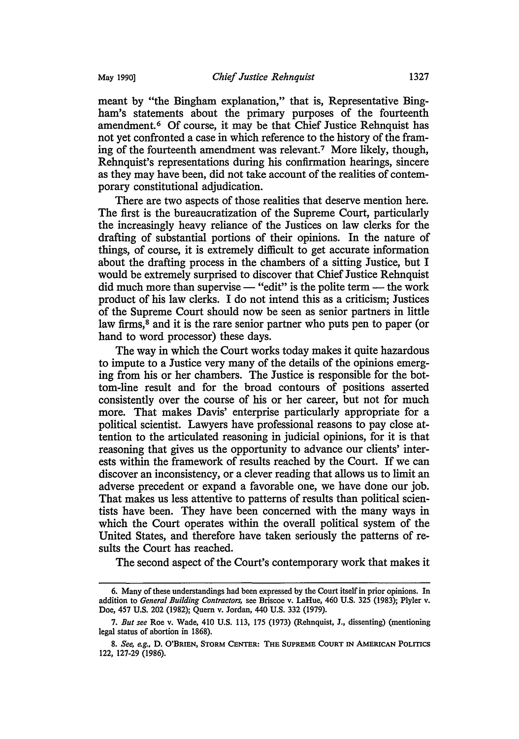meant by "the Bingham explanation," that is, Representative Bingham's statements about the primary purposes of the fourteenth amendment.[6] Of course, it may be that Chief Justice Rehnquist has not yet confronted a case in which reference to the history of the framing of the fourteenth amendment was relevant.[7] More likely, though, Rehnquist's representations during his confirmation hearings, sincere as they may have been, did not take account of the realities of contemporary constitutional adjudication.

There are two aspects of those realities that deserve mention here. The first is the bureaucratization of the Supreme Court, particularly the increasingly heavy reliance of the Justices on law clerks for the drafting of substantial portions of their opinions. In the nature of things, of course, it is extremely difficult to get accurate information about the drafting process in the chambers of a sitting Justice, but I would be extremely surprised to discover that Chief Justice Rehnquist did much more than supervise — "edit" is the polite term — the work product of his law clerks. I do not intend this as a criticism; Justices of the Supreme Court should now be seen as senior partners in little law firms,[8] and it is the rare senior partner who puts pen to paper (or hand to word processor) these days.

The way in which the Court works today makes it quite hazardous to impute to a Justice very many of the details of the opinions emerging from his or her chambers. The Justice is responsible for the bottom-line result and for the broad contours of positions asserted consistently over the course of his or her career, but not for much more. That makes Davis' enterprise particularly appropriate for a political scientist. Lawyers have professional reasons to pay close attention to the articulated reasoning in judicial opinions, for it is that reasoning that gives us the opportunity to advance our clients' interests within the framework of results reached by the Court. If we can discover an inconsistency, or a clever reading that allows us to limit an adverse precedent or expand a favorable one, we have done our job. That makes us less attentive to patterns of results than political scientists have been. They have been concerned with the many ways in which the Court operates within the overall political system of the United States, and therefore have taken seriously the patterns of results the Court has reached.

The second aspect of the Court's contemporary work that makes it

---

6. Many of these understandings had been expressed by the Court itself in prior opinions. In addition to *General Building Contractors*, see Briscoe v. LaHue, 460 U.S. 325 (1983); Plyler v. Doe, 457 U.S. 202 (1982); Quern v. Jordan, 440 U.S. 332 (1979).

7. *But see* Roe v. Wade, 410 U.S. 113, 175 (1973) (Rehnquist, J., dissenting) (mentioning legal status of abortion in 1868).

8. *See, e.g.*, D. O'Brien, Storm Center: The Supreme Court in American Politics 122, 127-29 (1986).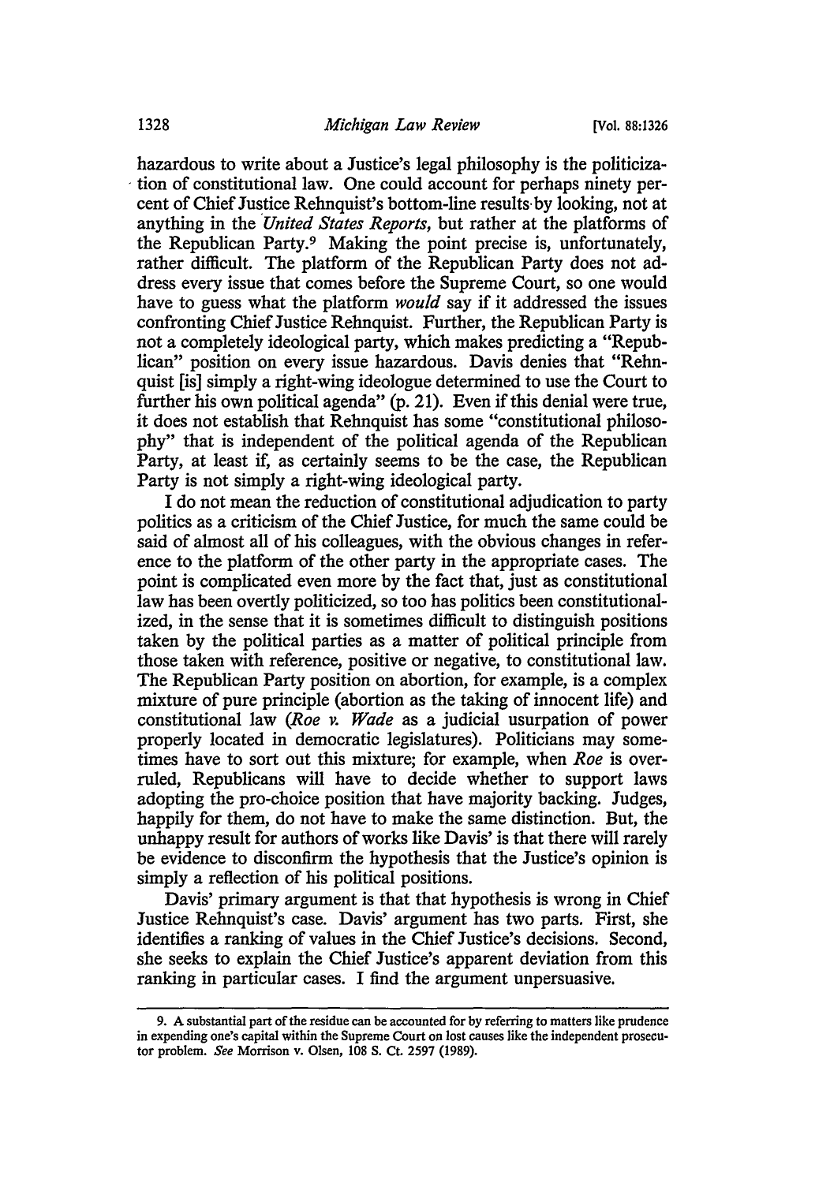hazardous to write about a Justice's legal philosophy is the politicization of constitutional law. One could account for perhaps ninety percent of Chief Justice Rehnquist's bottom-line results by looking, not at anything in the *United States Reports*, but rather at the platforms of the Republican Party.[9] Making the point precise is, unfortunately, rather difficult. The platform of the Republican Party does not address every issue that comes before the Supreme Court, so one would have to guess what the platform *would* say if it addressed the issues confronting Chief Justice Rehnquist. Further, the Republican Party is not a completely ideological party, which makes predicting a "Republican" position on every issue hazardous. Davis denies that "Rehnquist [is] simply a right-wing ideologue determined to use the Court to further his own political agenda" (p. 21). Even if this denial were true, it does not establish that Rehnquist has some "constitutional philosophy" that is independent of the political agenda of the Republican Party, at least if, as certainly seems to be the case, the Republican Party is not simply a right-wing ideological party.

I do not mean the reduction of constitutional adjudication to party politics as a criticism of the Chief Justice, for much the same could be said of almost all of his colleagues, with the obvious changes in reference to the platform of the other party in the appropriate cases. The point is complicated even more by the fact that, just as constitutional law has been overtly politicized, so too has politics been constitutionalized, in the sense that it is sometimes difficult to distinguish positions taken by the political parties as a matter of political principle from those taken with reference, positive or negative, to constitutional law. The Republican Party position on abortion, for example, is a complex mixture of pure principle (abortion as the taking of innocent life) and constitutional law (*Roe v. Wade* as a judicial usurpation of power properly located in democratic legislatures). Politicians may sometimes have to sort out this mixture; for example, when *Roe* is overruled, Republicans will have to decide whether to support laws adopting the pro-choice position that have majority backing. Judges, happily for them, do not have to make the same distinction. But, the unhappy result for authors of works like Davis' is that there will rarely be evidence to disconfirm the hypothesis that the Justice's opinion is simply a reflection of his political positions.

Davis' primary argument is that that hypothesis is wrong in Chief Justice Rehnquist's case. Davis' argument has two parts. First, she identifies a ranking of values in the Chief Justice's decisions. Second, she seeks to explain the Chief Justice's apparent deviation from this ranking in particular cases. I find the argument unpersuasive.

9. A substantial part of the residue can be accounted for by referring to matters like prudence in expending one's capital within the Supreme Court on lost causes like the independent prosecutor problem. *See* Morrison v. Olsen, 108 S. Ct. 2597 (1989).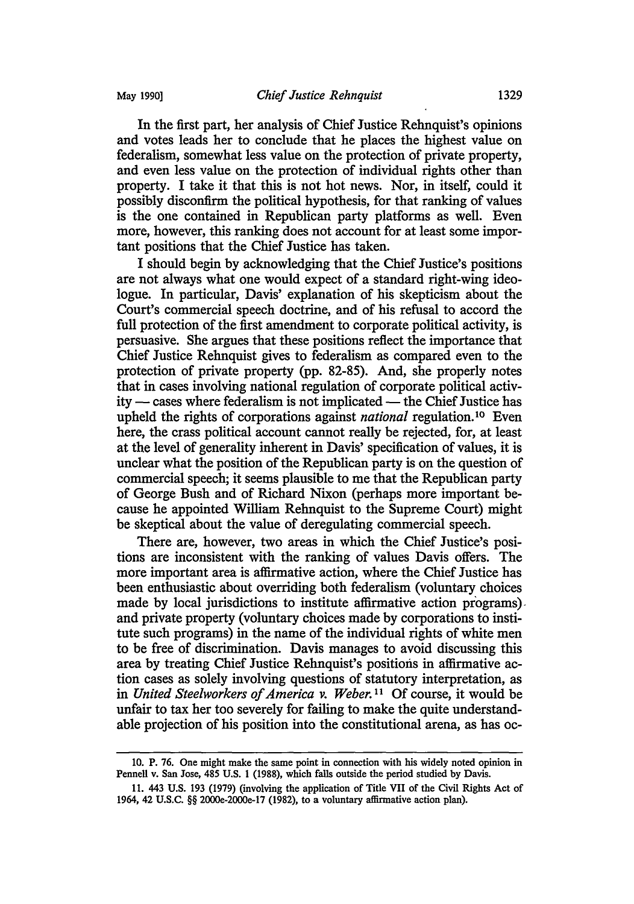In the first part, her analysis of Chief Justice Rehnquist's opinions and votes leads her to conclude that he places the highest value on federalism, somewhat less value on the protection of private property, and even less value on the protection of individual rights other than property. I take it that this is not hot news. Nor, in itself, could it possibly disconfirm the political hypothesis, for that ranking of values is the one contained in Republican party platforms as well. Even more, however, this ranking does not account for at least some important positions that the Chief Justice has taken.

I should begin by acknowledging that the Chief Justice's positions are not always what one would expect of a standard right-wing ideologue. In particular, Davis' explanation of his skepticism about the Court's commercial speech doctrine, and of his refusal to accord the full protection of the first amendment to corporate political activity, is persuasive. She argues that these positions reflect the importance that Chief Justice Rehnquist gives to federalism as compared even to the protection of private property (pp. 82-85). And, she properly notes that in cases involving national regulation of corporate political activity — cases where federalism is not implicated — the Chief Justice has upheld the rights of corporations against *national* regulation.[10] Even here, the crass political account cannot really be rejected, for, at least at the level of generality inherent in Davis' specification of values, it is unclear what the position of the Republican party is on the question of commercial speech; it seems plausible to me that the Republican party of George Bush and of Richard Nixon (perhaps more important because he appointed William Rehnquist to the Supreme Court) might be skeptical about the value of deregulating commercial speech.

There are, however, two areas in which the Chief Justice's positions are inconsistent with the ranking of values Davis offers. The more important area is affirmative action, where the Chief Justice has been enthusiastic about overriding both federalism (voluntary choices made by local jurisdictions to institute affirmative action programs) and private property (voluntary choices made by corporations to institute such programs) in the name of the individual rights of white men to be free of discrimination. Davis manages to avoid discussing this area by treating Chief Justice Rehnquist's positions in affirmative action cases as solely involving questions of statutory interpretation, as in *United Steelworkers of America v. Weber.*[11] Of course, it would be unfair to tax her too severely for failing to make the quite understandable projection of his position into the constitutional arena, as has oc-

---

10. P. 76. One might make the same point in connection with his widely noted opinion in Pennell v. San Jose, 485 U.S. 1 (1988), which falls outside the period studied by Davis.

11. 443 U.S. 193 (1979) (involving the application of Title VII of the Civil Rights Act of 1964, 42 U.S.C. §§ 2000e-2000e-17 (1982), to a voluntary affirmative action plan).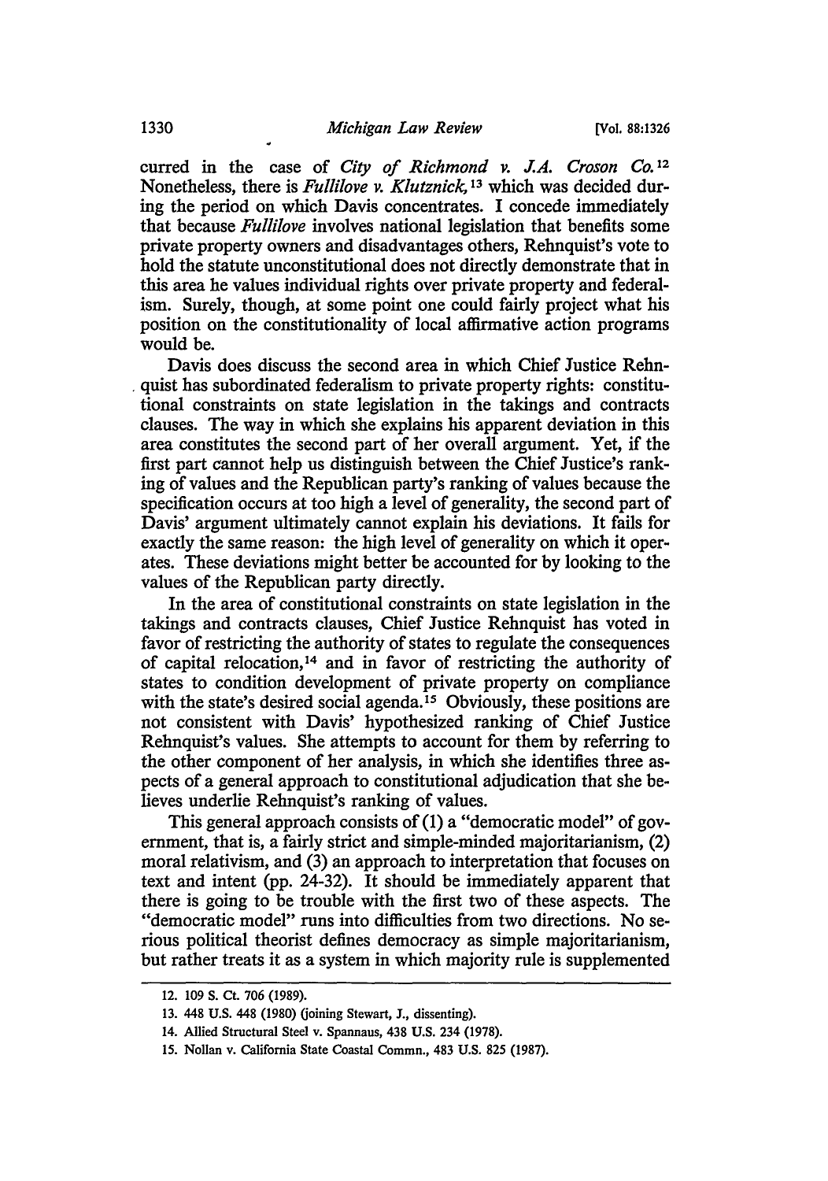curred in the case of *City of Richmond v. J.A. Croson Co.*[12] Nonetheless, there is *Fullilove v. Klutznick,*[13] which was decided during the period on which Davis concentrates. I concede immediately that because *Fullilove* involves national legislation that benefits some private property owners and disadvantages others, Rehnquist's vote to hold the statute unconstitutional does not directly demonstrate that in this area he values individual rights over private property and federalism. Surely, though, at some point one could fairly project what his position on the constitutionality of local affirmative action programs would be.

Davis does discuss the second area in which Chief Justice Rehnquist has subordinated federalism to private property rights: constitutional constraints on state legislation in the takings and contracts clauses. The way in which she explains his apparent deviation in this area constitutes the second part of her overall argument. Yet, if the first part cannot help us distinguish between the Chief Justice's ranking of values and the Republican party's ranking of values because the specification occurs at too high a level of generality, the second part of Davis' argument ultimately cannot explain his deviations. It fails for exactly the same reason: the high level of generality on which it operates. These deviations might better be accounted for by looking to the values of the Republican party directly.

In the area of constitutional constraints on state legislation in the takings and contracts clauses, Chief Justice Rehnquist has voted in favor of restricting the authority of states to regulate the consequences of capital relocation,[14] and in favor of restricting the authority of states to condition development of private property on compliance with the state's desired social agenda.[15] Obviously, these positions are not consistent with Davis' hypothesized ranking of Chief Justice Rehnquist's values. She attempts to account for them by referring to the other component of her analysis, in which she identifies three aspects of a general approach to constitutional adjudication that she believes underlie Rehnquist's ranking of values.

This general approach consists of (1) a "democratic model" of government, that is, a fairly strict and simple-minded majoritarianism, (2) moral relativism, and (3) an approach to interpretation that focuses on text and intent (pp. 24-32). It should be immediately apparent that there is going to be trouble with the first two of these aspects. The "democratic model" runs into difficulties from two directions. No serious political theorist defines democracy as simple majoritarianism, but rather treats it as a system in which majority rule is supplemented

---

12. 109 S. Ct. 706 (1989).

13. 448 U.S. 448 (1980) (joining Stewart, J., dissenting).

14. Allied Structural Steel v. Spannaus, 438 U.S. 234 (1978).

15. Nollan v. California State Coastal Commn., 483 U.S. 825 (1987).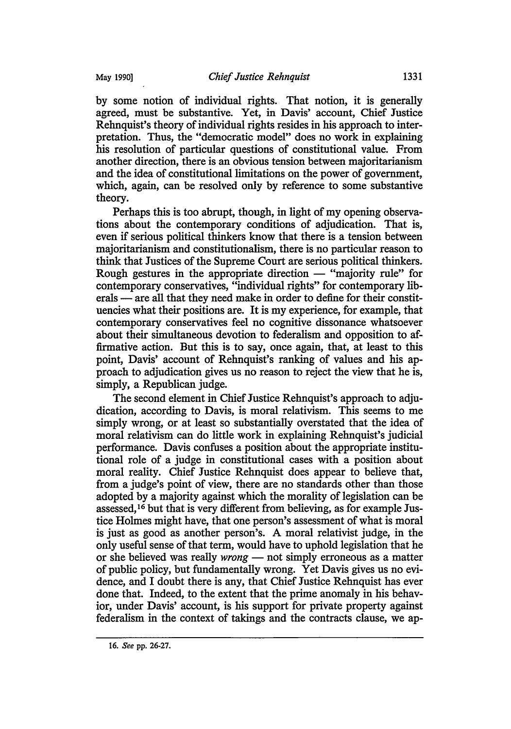by some notion of individual rights. That notion, it is generally agreed, must be substantive. Yet, in Davis' account, Chief Justice Rehnquist's theory of individual rights resides in his approach to interpretation. Thus, the "democratic model" does no work in explaining his resolution of particular questions of constitutional value. From another direction, there is an obvious tension between majoritarianism and the idea of constitutional limitations on the power of government, which, again, can be resolved only by reference to some substantive theory.

Perhaps this is too abrupt, though, in light of my opening observations about the contemporary conditions of adjudication. That is, even if serious political thinkers know that there is a tension between majoritarianism and constitutionalism, there is no particular reason to think that Justices of the Supreme Court are serious political thinkers. Rough gestures in the appropriate direction — "majority rule" for contemporary conservatives, "individual rights" for contemporary liberals — are all that they need make in order to define for their constituencies what their positions are. It is my experience, for example, that contemporary conservatives feel no cognitive dissonance whatsoever about their simultaneous devotion to federalism and opposition to affirmative action. But this is to say, once again, that, at least to this point, Davis' account of Rehnquist's ranking of values and his approach to adjudication gives us no reason to reject the view that he is, simply, a Republican judge.

The second element in Chief Justice Rehnquist's approach to adjudication, according to Davis, is moral relativism. This seems to me simply wrong, or at least so substantially overstated that the idea of moral relativism can do little work in explaining Rehnquist's judicial performance. Davis confuses a position about the appropriate institutional role of a judge in constitutional cases with a position about moral reality. Chief Justice Rehnquist does appear to believe that, from a judge's point of view, there are no standards other than those adopted by a majority against which the morality of legislation can be assessed,[16] but that is very different from believing, as for example Justice Holmes might have, that one person's assessment of what is moral is just as good as another person's. A moral relativist judge, in the only useful sense of that term, would have to uphold legislation that he or she believed was really *wrong* — not simply erroneous as a matter of public policy, but fundamentally wrong. Yet Davis gives us no evidence, and I doubt there is any, that Chief Justice Rehnquist has ever done that. Indeed, to the extent that the prime anomaly in his behavior, under Davis' account, is his support for private property against federalism in the context of takings and the contracts clause, we ap-

16. *See* pp. 26-27.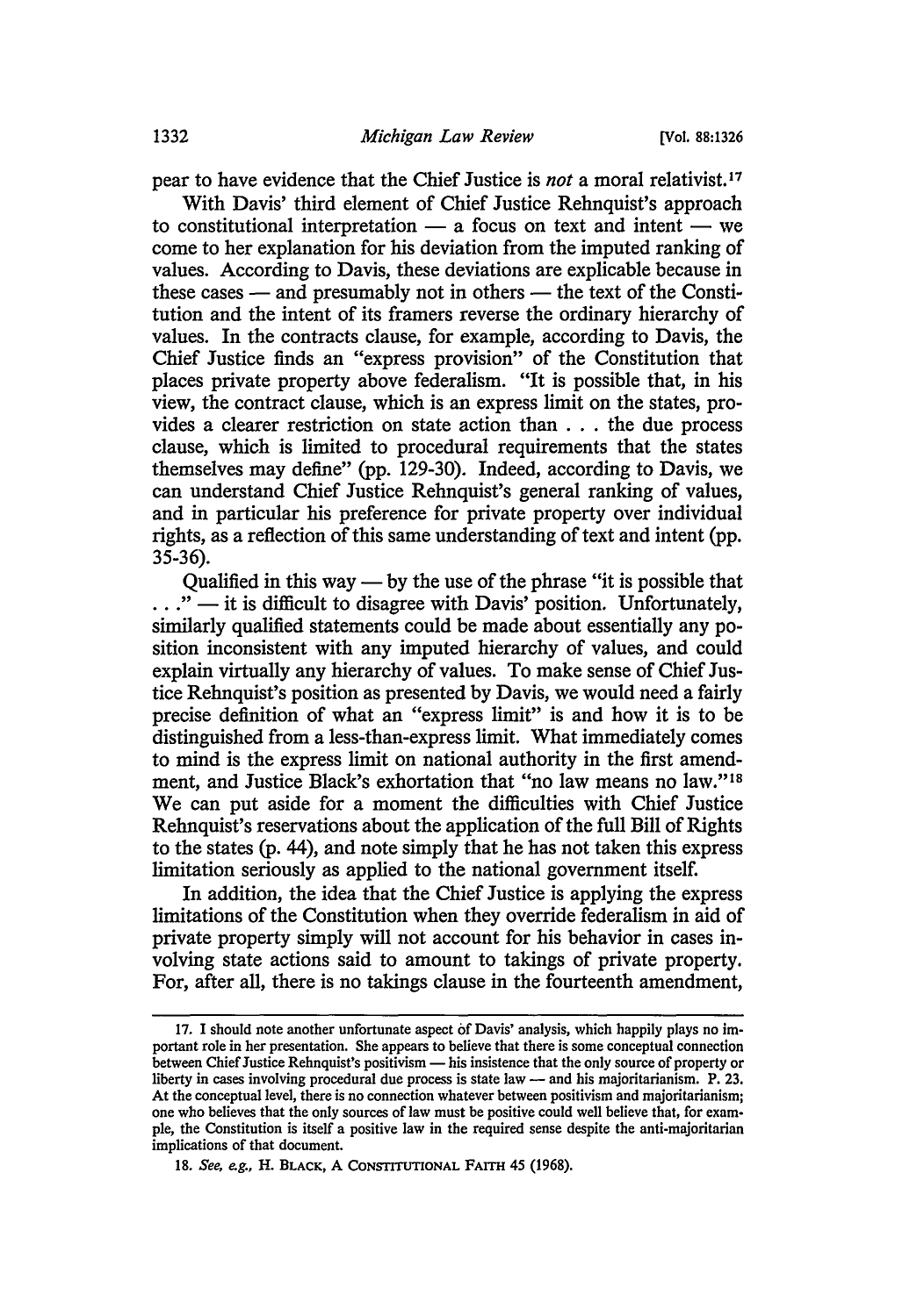pear to have evidence that the Chief Justice is *not* a moral relativist.[17]

With Davis' third element of Chief Justice Rehnquist's approach to constitutional interpretation — a focus on text and intent — we come to her explanation for his deviation from the imputed ranking of values. According to Davis, these deviations are explicable because in these cases — and presumably not in others — the text of the Constitution and the intent of its framers reverse the ordinary hierarchy of values. In the contracts clause, for example, according to Davis, the Chief Justice finds an "express provision" of the Constitution that places private property above federalism. "It is possible that, in his view, the contract clause, which is an express limit on the states, provides a clearer restriction on state action than . . . the due process clause, which is limited to procedural requirements that the states themselves may define" (pp. 129-30). Indeed, according to Davis, we can understand Chief Justice Rehnquist's general ranking of values, and in particular his preference for private property over individual rights, as a reflection of this same understanding of text and intent (pp. 35-36).

Qualified in this way — by the use of the phrase "it is possible that . . ." — it is difficult to disagree with Davis' position. Unfortunately, similarly qualified statements could be made about essentially any position inconsistent with any imputed hierarchy of values, and could explain virtually any hierarchy of values. To make sense of Chief Justice Rehnquist's position as presented by Davis, we would need a fairly precise definition of what an "express limit" is and how it is to be distinguished from a less-than-express limit. What immediately comes to mind is the express limit on national authority in the first amendment, and Justice Black's exhortation that "no law means no law."[18] We can put aside for a moment the difficulties with Chief Justice Rehnquist's reservations about the application of the full Bill of Rights to the states (p. 44), and note simply that he has not taken this express limitation seriously as applied to the national government itself.

In addition, the idea that the Chief Justice is applying the express limitations of the Constitution when they override federalism in aid of private property simply will not account for his behavior in cases involving state actions said to amount to takings of private property. For, after all, there is no takings clause in the fourteenth amendment,

---

17. I should note another unfortunate aspect of Davis' analysis, which happily plays no important role in her presentation. She appears to believe that there is some conceptual connection between Chief Justice Rehnquist's positivism — his insistence that the only source of property or liberty in cases involving procedural due process is state law — and his majoritarianism. P. 23. At the conceptual level, there is no connection whatever between positivism and majoritarianism; one who believes that the only sources of law must be positive could well believe that, for example, the Constitution is itself a positive law in the required sense despite the anti-majoritarian implications of that document.

18. *See, e.g.*, H. BLACK, A CONSTITUTIONAL FAITH 45 (1968).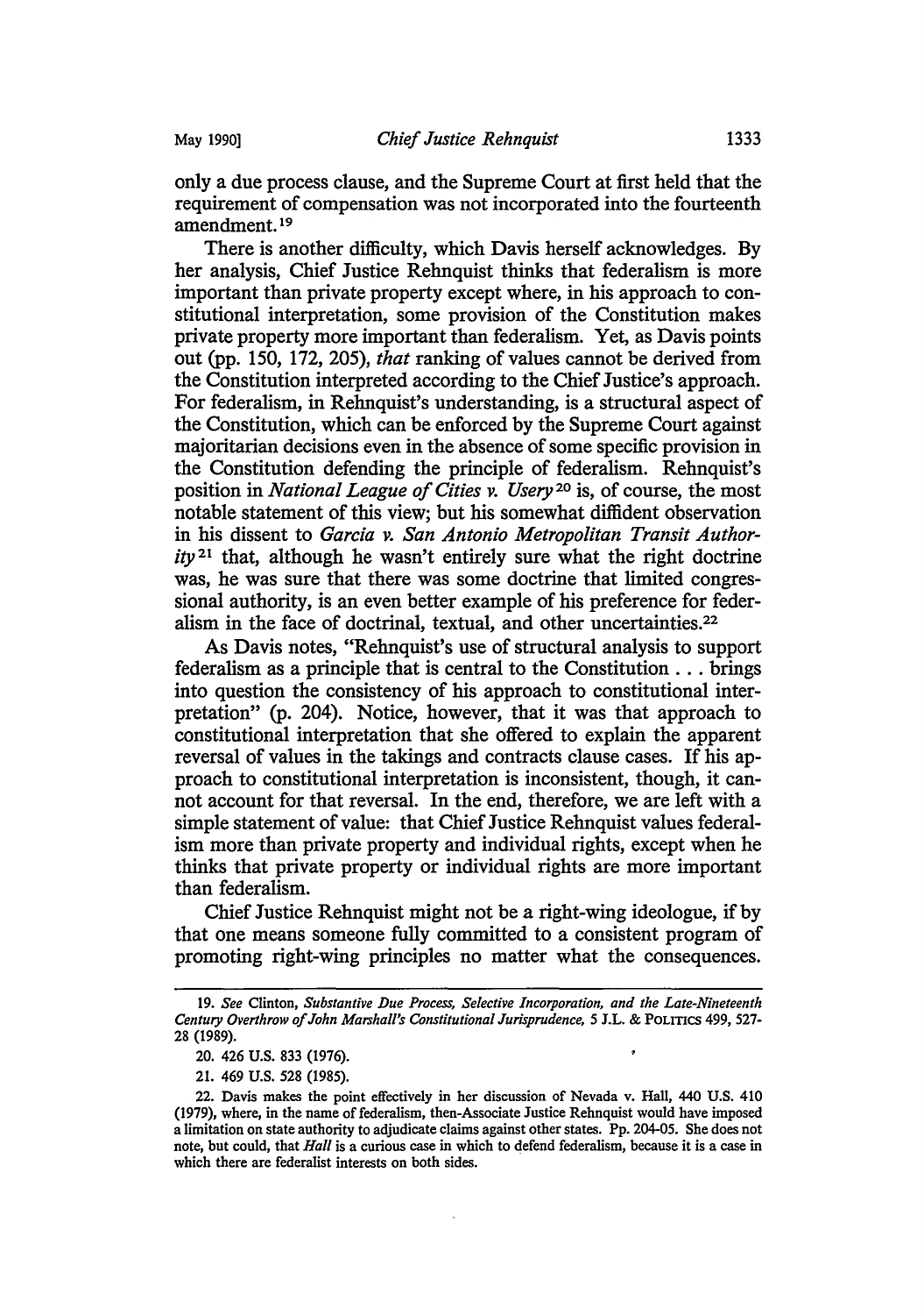only a due process clause, and the Supreme Court at first held that the requirement of compensation was not incorporated into the fourteenth amendment.[19]

There is another difficulty, which Davis herself acknowledges. By her analysis, Chief Justice Rehnquist thinks that federalism is more important than private property except where, in his approach to constitutional interpretation, some provision of the Constitution makes private property more important than federalism. Yet, as Davis points out (pp. 150, 172, 205), *that* ranking of values cannot be derived from the Constitution interpreted according to the Chief Justice's approach. For federalism, in Rehnquist's understanding, is a structural aspect of the Constitution, which can be enforced by the Supreme Court against majoritarian decisions even in the absence of some specific provision in the Constitution defending the principle of federalism. Rehnquist's position in *National League of Cities v. Usery*[20] is, of course, the most notable statement of this view; but his somewhat diffident observation in his dissent to *Garcia v. San Antonio Metropolitan Transit Authority*[21] that, although he wasn't entirely sure what the right doctrine was, he was sure that there was some doctrine that limited congressional authority, is an even better example of his preference for federalism in the face of doctrinal, textual, and other uncertainties.[22]

As Davis notes, "Rehnquist's use of structural analysis to support federalism as a principle that is central to the Constitution . . . brings into question the consistency of his approach to constitutional interpretation" (p. 204). Notice, however, that it was that approach to constitutional interpretation that she offered to explain the apparent reversal of values in the takings and contracts clause cases. If his approach to constitutional interpretation is inconsistent, though, it cannot account for that reversal. In the end, therefore, we are left with a simple statement of value: that Chief Justice Rehnquist values federalism more than private property and individual rights, except when he thinks that private property or individual rights are more important than federalism.

Chief Justice Rehnquist might not be a right-wing ideologue, if by that one means someone fully committed to a consistent program of promoting right-wing principles no matter what the consequences.

---

19. *See* Clinton, *Substantive Due Process, Selective Incorporation, and the Late-Nineteenth Century Overthrow of John Marshall's Constitutional Jurisprudence*, 5 J.L. & POLITICS 499, 527-28 (1989).

20. 426 U.S. 833 (1976).

21. 469 U.S. 528 (1985).

22. Davis makes the point effectively in her discussion of Nevada v. Hall, 440 U.S. 410 (1979), where, in the name of federalism, then-Associate Justice Rehnquist would have imposed a limitation on state authority to adjudicate claims against other states. Pp. 204-05. She does not note, but could, that *Hall* is a curious case in which to defend federalism, because it is a case in which there are federalist interests on both sides.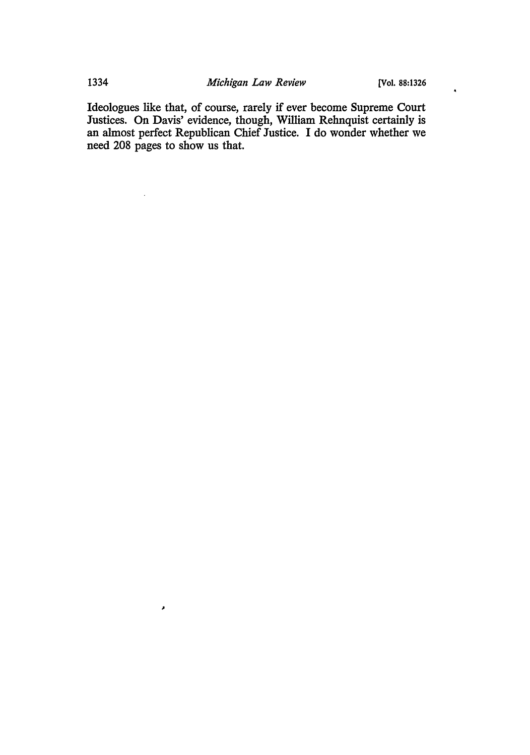Ideologues like that, of course, rarely if ever become Supreme Court Justices. On Davis' evidence, though, William Rehnquist certainly is an almost perfect Republican Chief Justice. I do wonder whether we need 208 pages to show us that.